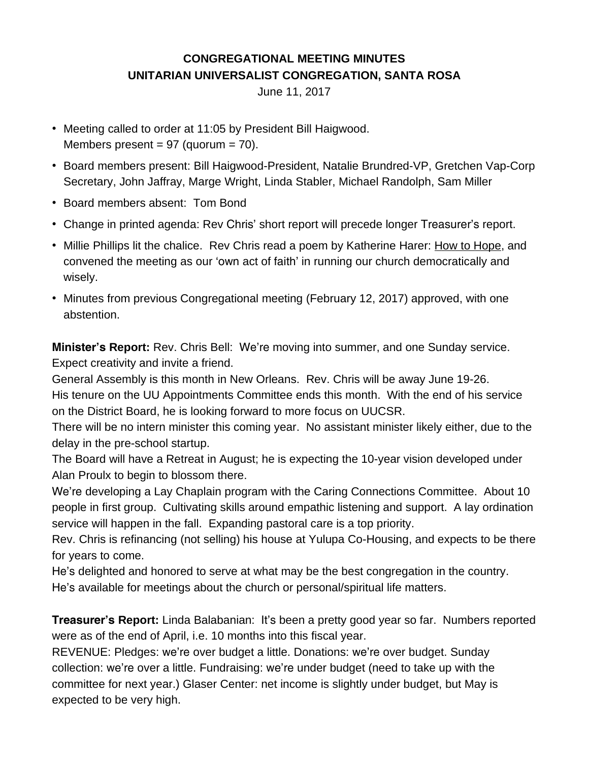# CONGREGATIONAL MEETING MINUTES
## UNITARIAN UNIVERSALIST CONGREGATION, SANTA ROSA

June 11, 2017

- Meeting called to order at 11:05 by President Bill Haigwood.
  Members present = 97 (quorum = 70).
- Board members present: Bill Haigwood-President, Natalie Brundred-VP, Gretchen Vap-Corp Secretary, John Jaffray, Marge Wright, Linda Stabler, Michael Randolph, Sam Miller
- Board members absent: Tom Bond
- Change in printed agenda: Rev Chris' short report will precede longer Treasurer's report.
- Millie Phillips lit the chalice. Rev Chris read a poem by Katherine Harer: How to Hope, and convened the meeting as our 'own act of faith' in running our church democratically and wisely.
- Minutes from previous Congregational meeting (February 12, 2017) approved, with one abstention.

**Minister's Report:** Rev. Chris Bell: We're moving into summer, and one Sunday service. Expect creativity and invite a friend.
General Assembly is this month in New Orleans. Rev. Chris will be away June 19-26.
His tenure on the UU Appointments Committee ends this month. With the end of his service on the District Board, he is looking forward to more focus on UUCSR.
There will be no intern minister this coming year. No assistant minister likely either, due to the delay in the pre-school startup.
The Board will have a Retreat in August; he is expecting the 10-year vision developed under Alan Proulx to begin to blossom there.
We're developing a Lay Chaplain program with the Caring Connections Committee. About 10 people in first group. Cultivating skills around empathic listening and support. A lay ordination service will happen in the fall. Expanding pastoral care is a top priority.
Rev. Chris is refinancing (not selling) his house at Yulupa Co-Housing, and expects to be there for years to come.
He's delighted and honored to serve at what may be the best congregation in the country.
He's available for meetings about the church or personal/spiritual life matters.

**Treasurer's Report:** Linda Balabanian: It's been a pretty good year so far. Numbers reported were as of the end of April, i.e. 10 months into this fiscal year.
REVENUE: Pledges: we're over budget a little. Donations: we're over budget. Sunday collection: we're over a little. Fundraising: we're under budget (need to take up with the committee for next year.) Glaser Center: net income is slightly under budget, but May is expected to be very high.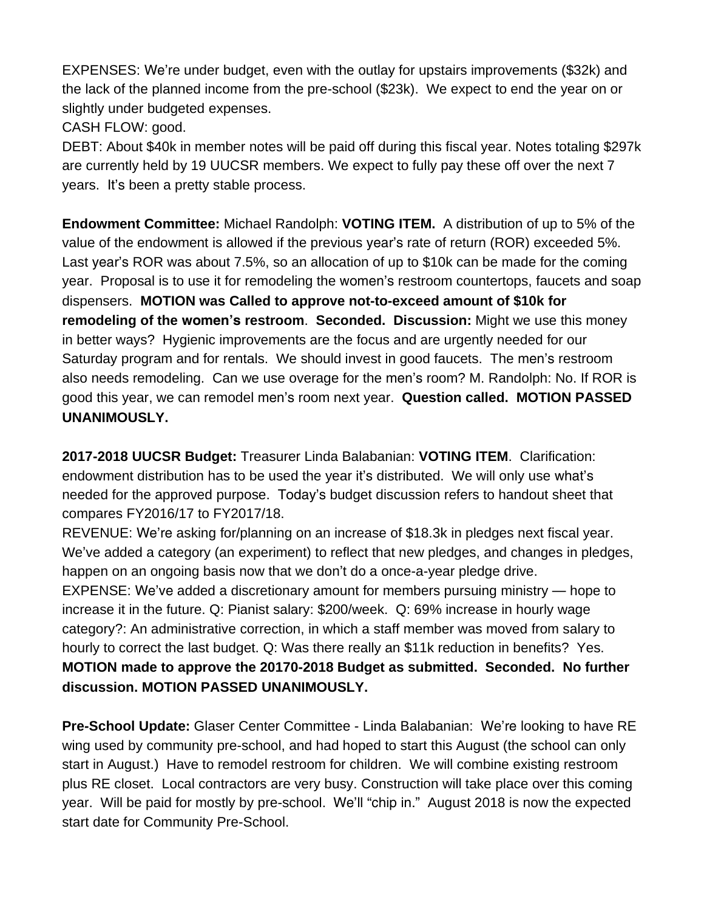EXPENSES: We're under budget, even with the outlay for upstairs improvements ($32k) and the lack of the planned income from the pre-school ($23k). We expect to end the year on or slightly under budgeted expenses.
CASH FLOW: good.
DEBT: About $40k in member notes will be paid off during this fiscal year. Notes totaling $297k are currently held by 19 UUCSR members. We expect to fully pay these off over the next 7 years. It's been a pretty stable process.

**Endowment Committee:** Michael Randolph: **VOTING ITEM.** A distribution of up to 5% of the value of the endowment is allowed if the previous year's rate of return (ROR) exceeded 5%. Last year's ROR was about 7.5%, so an allocation of up to $10k can be made for the coming year. Proposal is to use it for remodeling the women's restroom countertops, faucets and soap dispensers. **MOTION was Called to approve not-to-exceed amount of $10k for remodeling of the women's restroom**. **Seconded. Discussion:** Might we use this money in better ways? Hygienic improvements are the focus and are urgently needed for our Saturday program and for rentals. We should invest in good faucets. The men's restroom also needs remodeling. Can we use overage for the men's room? M. Randolph: No. If ROR is good this year, we can remodel men's room next year. **Question called. MOTION PASSED UNANIMOUSLY.**

**2017-2018 UUCSR Budget:** Treasurer Linda Balabanian: **VOTING ITEM**. Clarification: endowment distribution has to be used the year it's distributed. We will only use what's needed for the approved purpose. Today's budget discussion refers to handout sheet that compares FY2016/17 to FY2017/18.
REVENUE: We're asking for/planning on an increase of $18.3k in pledges next fiscal year. We've added a category (an experiment) to reflect that new pledges, and changes in pledges, happen on an ongoing basis now that we don't do a once-a-year pledge drive.
EXPENSE: We've added a discretionary amount for members pursuing ministry — hope to increase it in the future. Q: Pianist salary: $200/week. Q: 69% increase in hourly wage category?: An administrative correction, in which a staff member was moved from salary to hourly to correct the last budget. Q: Was there really an $11k reduction in benefits? Yes.
**MOTION made to approve the 20170-2018 Budget as submitted. Seconded. No further discussion. MOTION PASSED UNANIMOUSLY.**

**Pre-School Update:** Glaser Center Committee - Linda Balabanian: We're looking to have RE wing used by community pre-school, and had hoped to start this August (the school can only start in August.) Have to remodel restroom for children. We will combine existing restroom plus RE closet. Local contractors are very busy. Construction will take place over this coming year. Will be paid for mostly by pre-school. We'll "chip in." August 2018 is now the expected start date for Community Pre-School.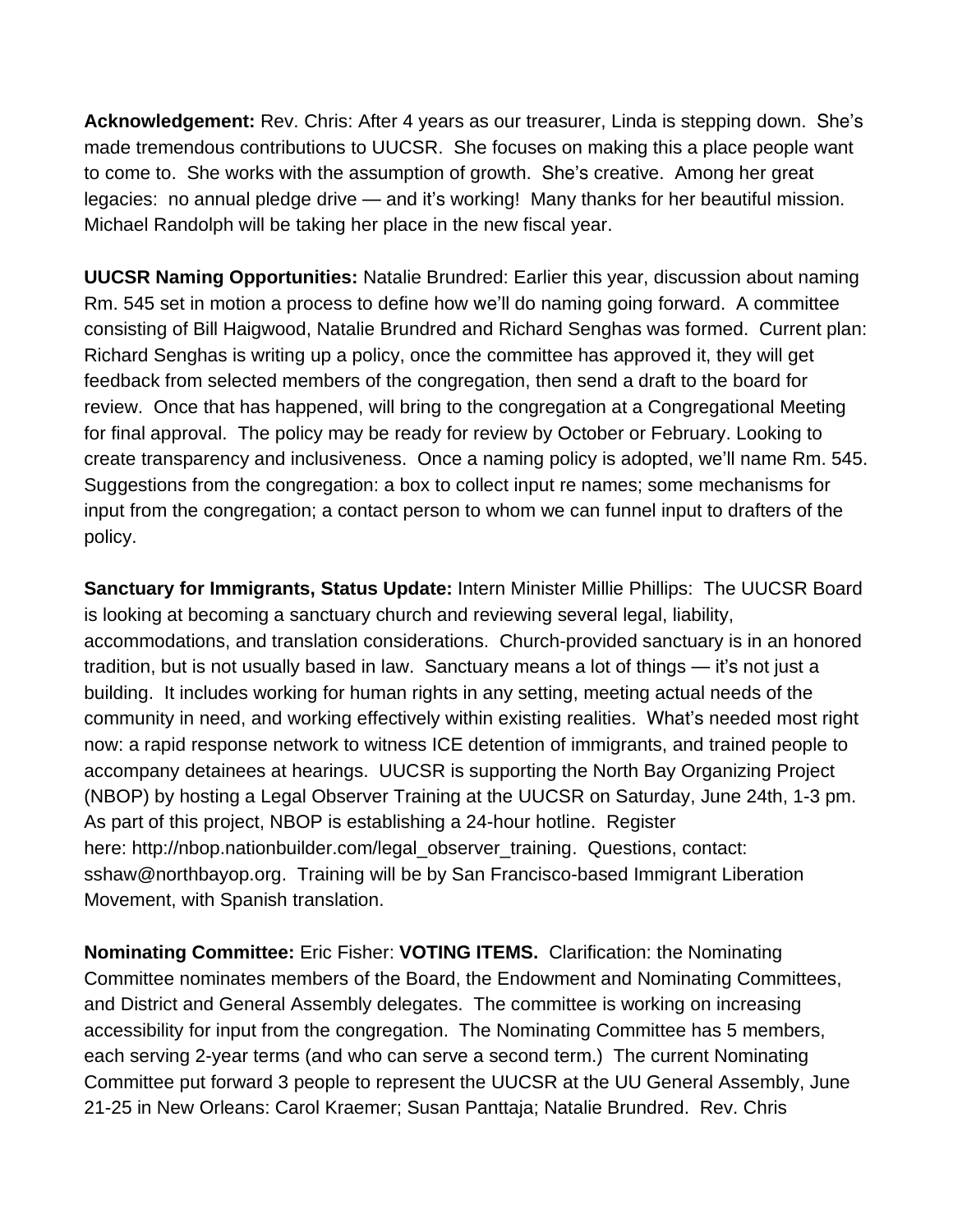**Acknowledgement:** Rev. Chris: After 4 years as our treasurer, Linda is stepping down. She's made tremendous contributions to UUCSR. She focuses on making this a place people want to come to. She works with the assumption of growth. She's creative. Among her great legacies: no annual pledge drive — and it's working! Many thanks for her beautiful mission. Michael Randolph will be taking her place in the new fiscal year.

**UUCSR Naming Opportunities:** Natalie Brundred: Earlier this year, discussion about naming Rm. 545 set in motion a process to define how we'll do naming going forward. A committee consisting of Bill Haigwood, Natalie Brundred and Richard Senghas was formed. Current plan: Richard Senghas is writing up a policy, once the committee has approved it, they will get feedback from selected members of the congregation, then send a draft to the board for review. Once that has happened, will bring to the congregation at a Congregational Meeting for final approval. The policy may be ready for review by October or February. Looking to create transparency and inclusiveness. Once a naming policy is adopted, we'll name Rm. 545. Suggestions from the congregation: a box to collect input re names; some mechanisms for input from the congregation; a contact person to whom we can funnel input to drafters of the policy.

**Sanctuary for Immigrants, Status Update:** Intern Minister Millie Phillips: The UUCSR Board is looking at becoming a sanctuary church and reviewing several legal, liability, accommodations, and translation considerations. Church-provided sanctuary is in an honored tradition, but is not usually based in law. Sanctuary means a lot of things — it's not just a building. It includes working for human rights in any setting, meeting actual needs of the community in need, and working effectively within existing realities. What's needed most right now: a rapid response network to witness ICE detention of immigrants, and trained people to accompany detainees at hearings. UUCSR is supporting the North Bay Organizing Project (NBOP) by hosting a Legal Observer Training at the UUCSR on Saturday, June 24th, 1-3 pm. As part of this project, NBOP is establishing a 24-hour hotline. Register here: http://nbop.nationbuilder.com/legal_observer_training. Questions, contact: sshaw@northbayop.org. Training will be by San Francisco-based Immigrant Liberation Movement, with Spanish translation.

**Nominating Committee:** Eric Fisher: **VOTING ITEMS.** Clarification: the Nominating Committee nominates members of the Board, the Endowment and Nominating Committees, and District and General Assembly delegates. The committee is working on increasing accessibility for input from the congregation. The Nominating Committee has 5 members, each serving 2-year terms (and who can serve a second term.) The current Nominating Committee put forward 3 people to represent the UUCSR at the UU General Assembly, June 21-25 in New Orleans: Carol Kraemer; Susan Panttaja; Natalie Brundred. Rev. Chris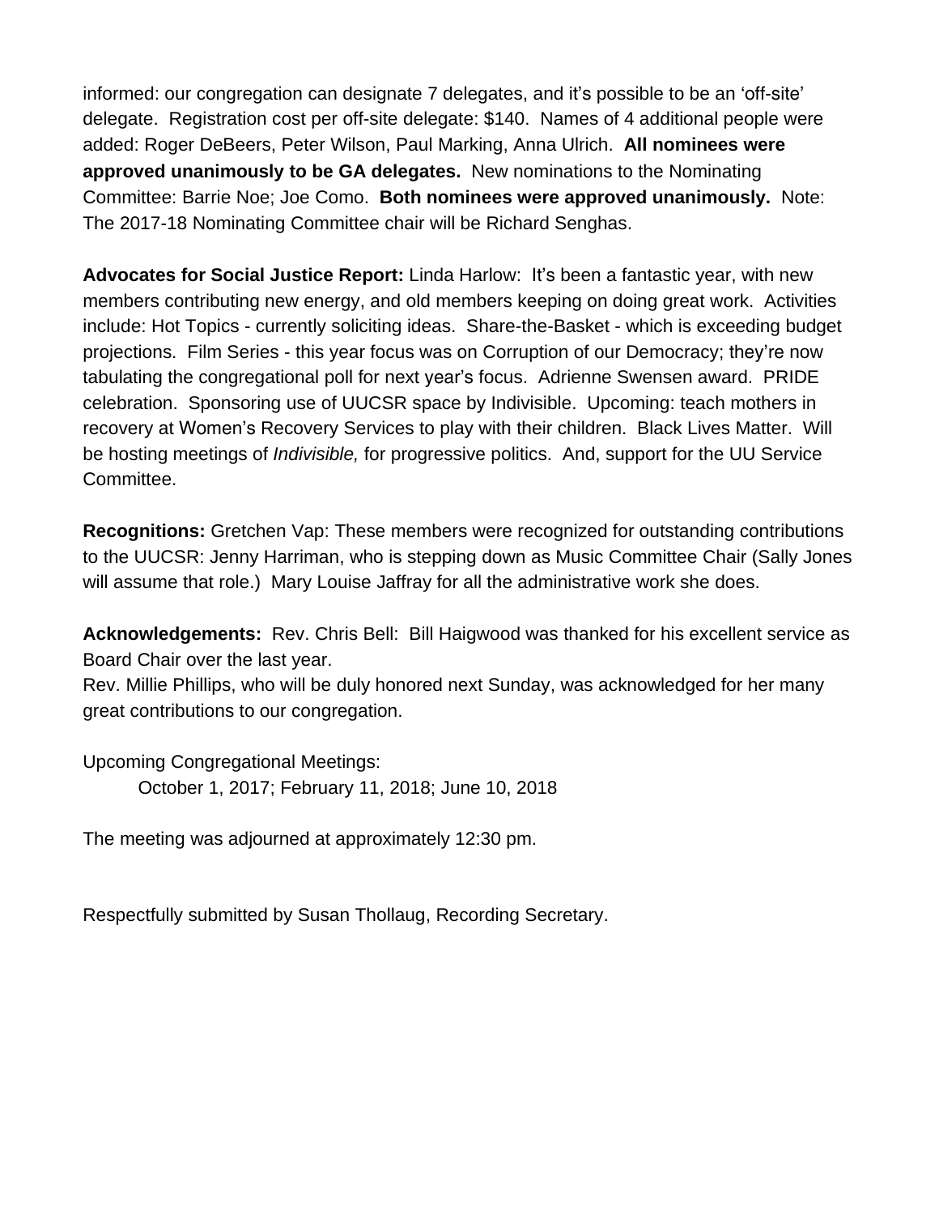informed: our congregation can designate 7 delegates, and it's possible to be an 'off-site' delegate. Registration cost per off-site delegate: $140. Names of 4 additional people were added: Roger DeBeers, Peter Wilson, Paul Marking, Anna Ulrich. **All nominees were approved unanimously to be GA delegates.** New nominations to the Nominating Committee: Barrie Noe; Joe Como. **Both nominees were approved unanimously.** Note: The 2017-18 Nominating Committee chair will be Richard Senghas.

**Advocates for Social Justice Report:** Linda Harlow: It's been a fantastic year, with new members contributing new energy, and old members keeping on doing great work. Activities include: Hot Topics - currently soliciting ideas. Share-the-Basket - which is exceeding budget projections. Film Series - this year focus was on Corruption of our Democracy; they're now tabulating the congregational poll for next year's focus. Adrienne Swensen award. PRIDE celebration. Sponsoring use of UUCSR space by Indivisible. Upcoming: teach mothers in recovery at Women's Recovery Services to play with their children. Black Lives Matter. Will be hosting meetings of *Indivisible,* for progressive politics. And, support for the UU Service Committee.

**Recognitions:** Gretchen Vap: These members were recognized for outstanding contributions to the UUCSR: Jenny Harriman, who is stepping down as Music Committee Chair (Sally Jones will assume that role.) Mary Louise Jaffray for all the administrative work she does.

**Acknowledgements:** Rev. Chris Bell: Bill Haigwood was thanked for his excellent service as Board Chair over the last year.
Rev. Millie Phillips, who will be duly honored next Sunday, was acknowledged for her many great contributions to our congregation.

Upcoming Congregational Meetings:
October 1, 2017; February 11, 2018; June 10, 2018

The meeting was adjourned at approximately 12:30 pm.

Respectfully submitted by Susan Thollaug, Recording Secretary.